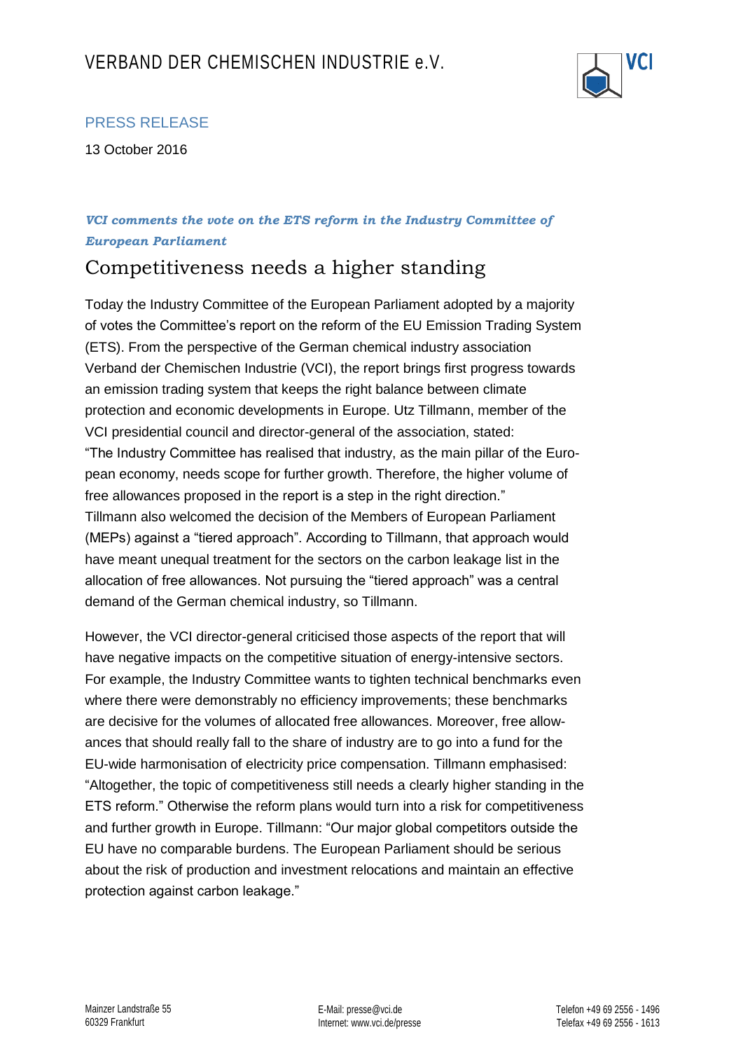# VERBAND DER CHEMISCHEN INDUSTRIE e.V.

PRESS RELEASE

13 October 2016

***VCI comments the vote on the ETS reform in the Industry Committee of European Parliament***

## Competitiveness needs a higher standing

Today the Industry Committee of the European Parliament adopted by a majority of votes the Committee's report on the reform of the EU Emission Trading System (ETS). From the perspective of the German chemical industry association Verband der Chemischen Industrie (VCI), the report brings first progress towards an emission trading system that keeps the right balance between climate protection and economic developments in Europe. Utz Tillmann, member of the VCI presidential council and director-general of the association, stated: "The Industry Committee has realised that industry, as the main pillar of the European economy, needs scope for further growth. Therefore, the higher volume of free allowances proposed in the report is a step in the right direction." Tillmann also welcomed the decision of the Members of European Parliament (MEPs) against a "tiered approach". According to Tillmann, that approach would have meant unequal treatment for the sectors on the carbon leakage list in the allocation of free allowances. Not pursuing the "tiered approach" was a central demand of the German chemical industry, so Tillmann.

However, the VCI director-general criticised those aspects of the report that will have negative impacts on the competitive situation of energy-intensive sectors. For example, the Industry Committee wants to tighten technical benchmarks even where there were demonstrably no efficiency improvements; these benchmarks are decisive for the volumes of allocated free allowances. Moreover, free allowances that should really fall to the share of industry are to go into a fund for the EU-wide harmonisation of electricity price compensation. Tillmann emphasised: "Altogether, the topic of competitiveness still needs a clearly higher standing in the ETS reform." Otherwise the reform plans would turn into a risk for competitiveness and further growth in Europe. Tillmann: "Our major global competitors outside the EU have no comparable burdens. The European Parliament should be serious about the risk of production and investment relocations and maintain an effective protection against carbon leakage."

Mainzer Landstraße 55
60329 Frankfurt

E-Mail: presse@vci.de
Internet: www.vci.de/presse

Telefon +49 69 2556 - 1496
Telefax +49 69 2556 - 1613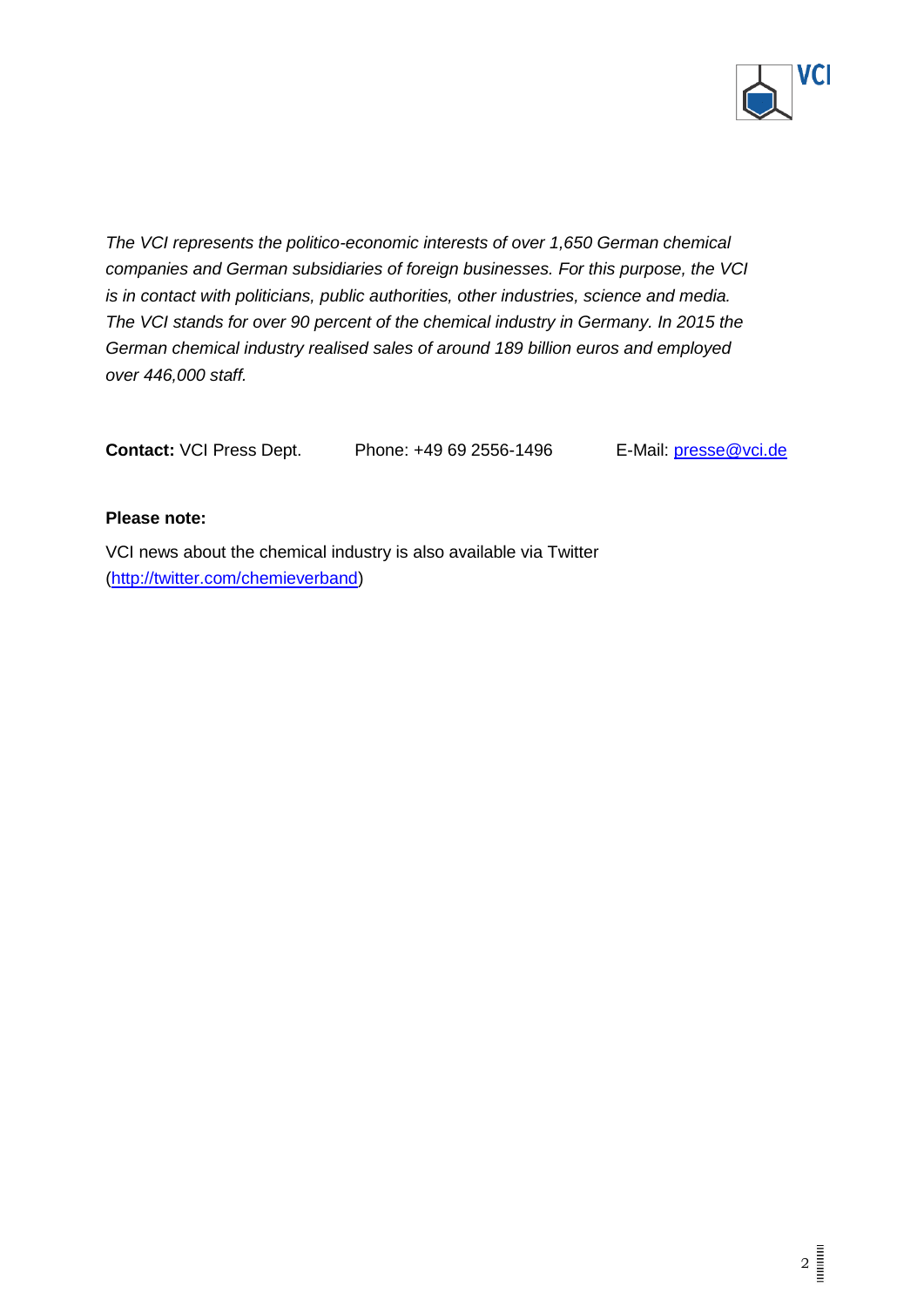*The VCI represents the politico-economic interests of over 1,650 German chemical companies and German subsidiaries of foreign businesses. For this purpose, the VCI is in contact with politicians, public authorities, other industries, science and media. The VCI stands for over 90 percent of the chemical industry in Germany. In 2015 the German chemical industry realised sales of around 189 billion euros and employed over 446,000 staff.*

**Contact:** VCI Press Dept. Phone: +49 69 2556-1496 E-Mail: presse@vci.de

**Please note:**

VCI news about the chemical industry is also available via Twitter (http://twitter.com/chemieverband)